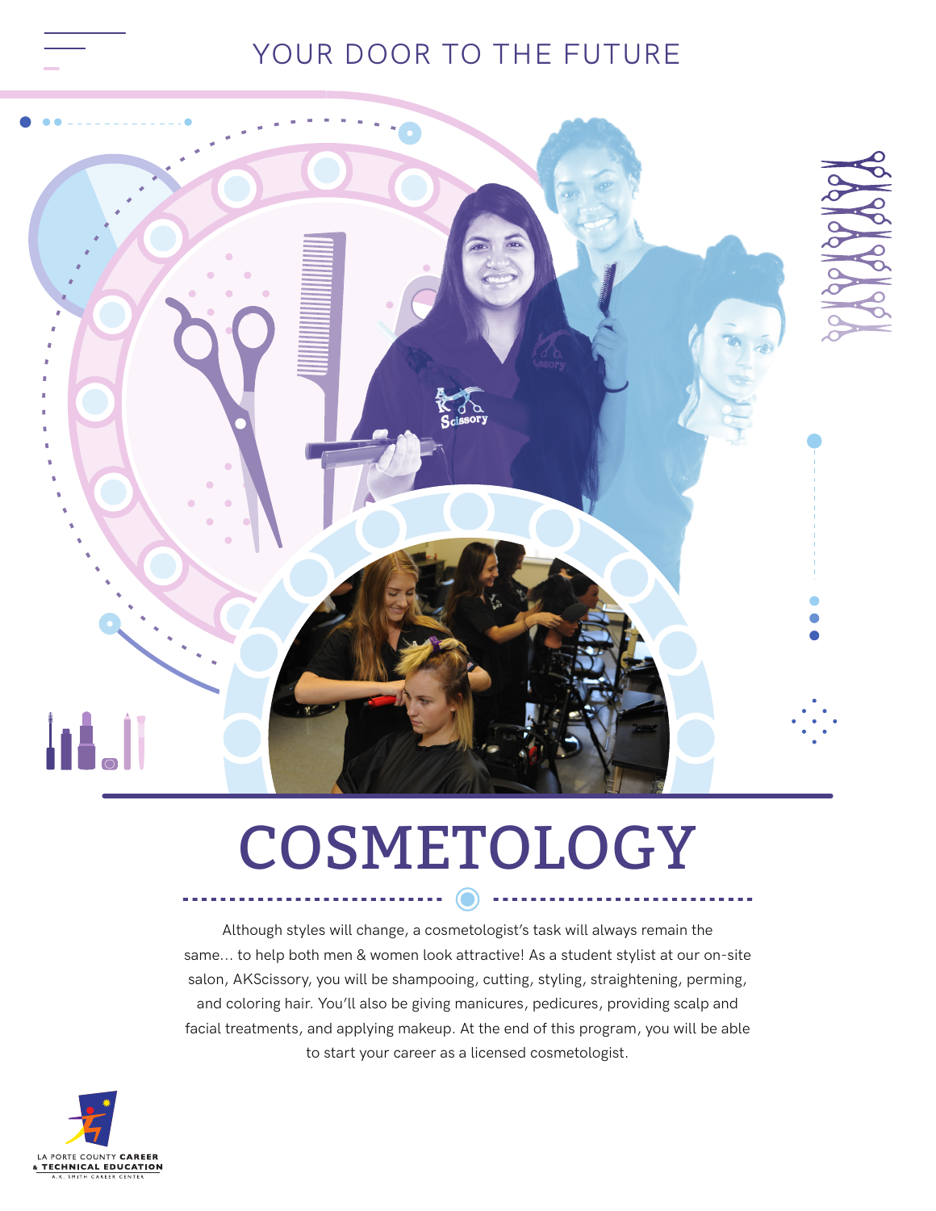YOUR DOOR TO THE FUTURE

# COSMETOLOGY

Although styles will change, a cosmetologist's task will always remain the same... to help both men & women look attractive! As a student stylist at our on-site salon, AKScissory, you will be shampooing, cutting, styling, straightening, perming, and coloring hair. You'll also be giving manicures, pedicures, providing scalp and facial treatments, and applying makeup. At the end of this program, you will be able to start your career as a licensed cosmetologist.

LA PORTE COUNTY CAREER & TECHNICAL EDUCATION
A.K. SMITH CAREER CENTER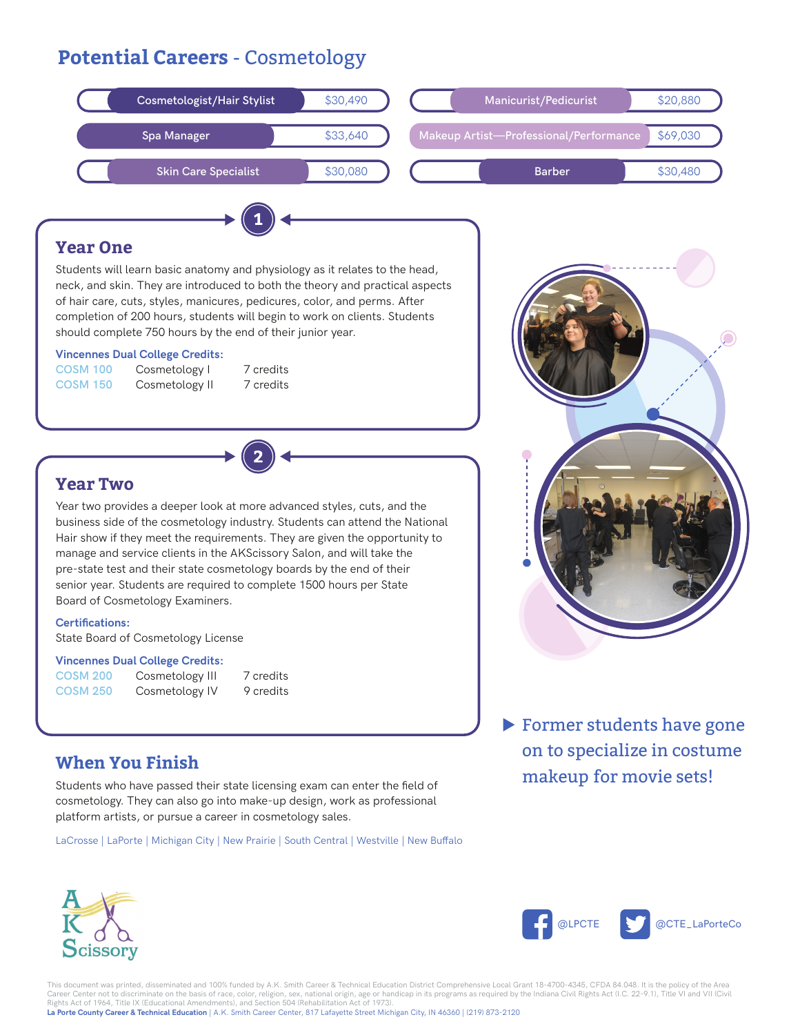## Potential Careers - Cosmetology

| | |
|---|---|
| Cosmetologist/Hair Stylist | $30,490 |
| Manicurist/Pedicurist | $20,880 |
| Spa Manager | $33,640 |
| Makeup Artist—Professional/Performance | $69,030 |
| Skin Care Specialist | $30,080 |
| Barber | $30,480 |

1

### Year One

Students will learn basic anatomy and physiology as it relates to the head, neck, and skin. They are introduced to both the theory and practical aspects of hair care, cuts, styles, manicures, pedicures, color, and perms. After completion of 200 hours, students will begin to work on clients. Students should complete 750 hours by the end of their junior year.

**Vincennes Dual College Credits:**

| | | |
|---|---|---|
| COSM 100 | Cosmetology I | 7 credits |
| COSM 150 | Cosmetology II | 7 credits |

2

### Year Two

Year two provides a deeper look at more advanced styles, cuts, and the business side of the cosmetology industry. Students can attend the National Hair show if they meet the requirements. They are given the opportunity to manage and service clients in the AKScissory Salon, and will take the pre-state test and their state cosmetology boards by the end of their senior year. Students are required to complete 1500 hours per State Board of Cosmetology Examiners.

**Certifications:**
State Board of Cosmetology License

**Vincennes Dual College Credits:**

| | | |
|---|---|---|
| COSM 200 | Cosmetology III | 7 credits |
| COSM 250 | Cosmetology IV | 9 credits |

▶ Former students have gone on to specialize in costume makeup for movie sets!

### When You Finish

Students who have passed their state licensing exam can enter the field of cosmetology. They can also go into make-up design, work as professional platform artists, or pursue a career in cosmetology sales.

LaCrosse | LaPorte | Michigan City | New Prairie | South Central | Westville | New Buffalo

AK Scissory

@LPCTE @CTE_LaPorteCo

This document was printed, disseminated and 100% funded by A.K. Smith Career & Technical Education District Comprehensive Local Grant 18-4700-4345, CFDA 84.048. It is the policy of the Area Career Center not to discriminate on the basis of race, color, religion, sex, national origin, age or handicap in its programs as required by the Indiana Civil Rights Act (I.C. 22-9.1), Title VI and VII (Civil Rights Act of 1964, Title IX (Educational Amendments), and Section 504 (Rehabilitation Act of 1973).

**La Porte County Career & Technical Education** | A.K. Smith Career Center, 817 Lafayette Street Michigan City, IN 46360 | (219) 873-2120